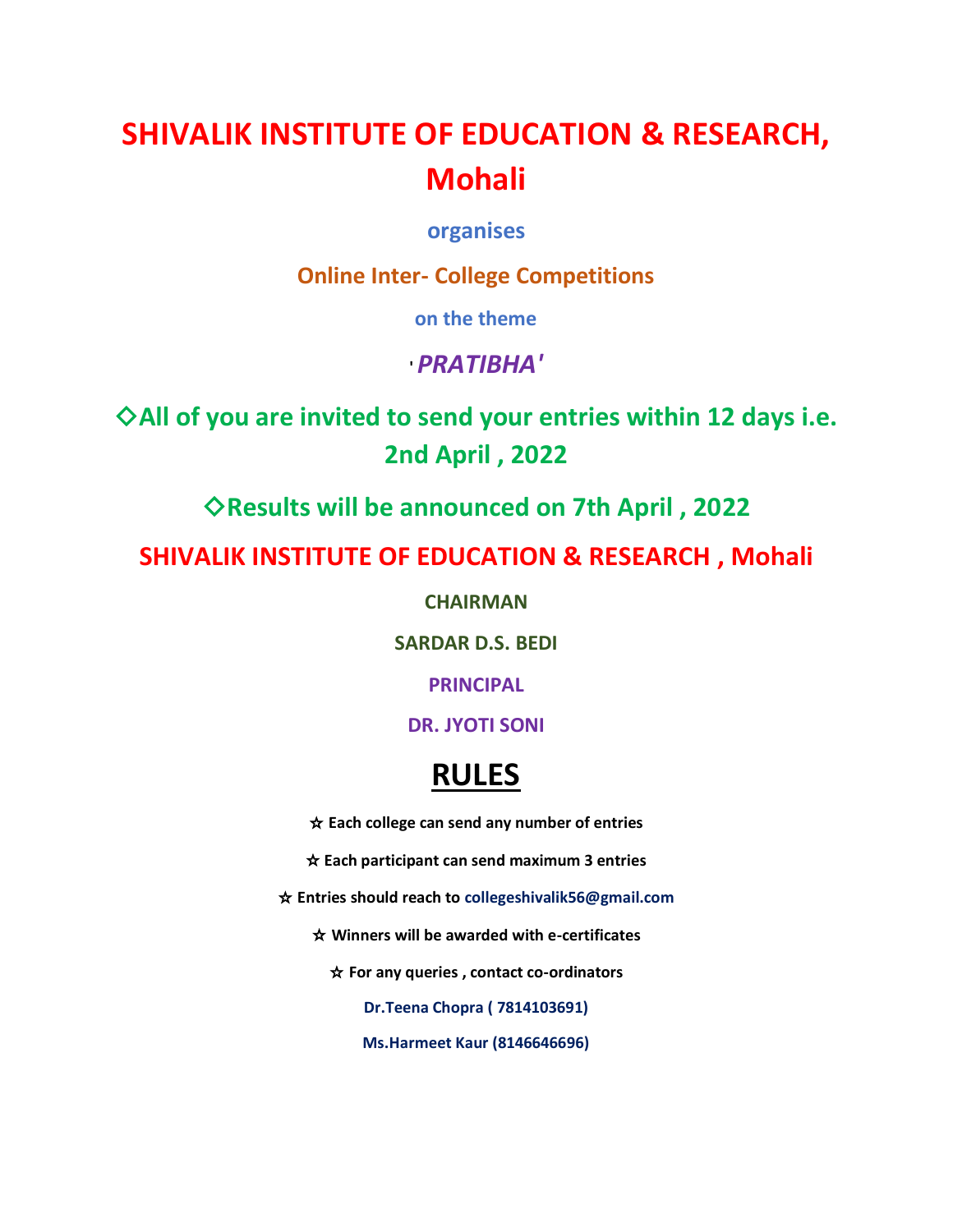# SHIVALIK INSTITUTE OF EDUCATION & RESEARCH, Mohali

**organises**

**Online Inter- College Competitions**

**on the theme**

'***PRATIBHA'***

## ◇All of you are invited to send your entries within 12 days i.e. 2nd April , 2022

## ◇Results will be announced on 7th April , 2022

## SHIVALIK INSTITUTE OF EDUCATION & RESEARCH , Mohali

**CHAIRMAN**

**SARDAR D.S. BEDI**

**PRINCIPAL**

**DR. JYOTI SONI**

# RULES

☆ **Each college can send any number of entries**

☆ **Each participant can send maximum 3 entries**

☆ **Entries should reach to collegeshivalik56@gmail.com**

☆ **Winners will be awarded with e-certificates**

☆ **For any queries , contact co-ordinators**

**Dr.Teena Chopra ( 7814103691)**

**Ms.Harmeet Kaur (8146646696)**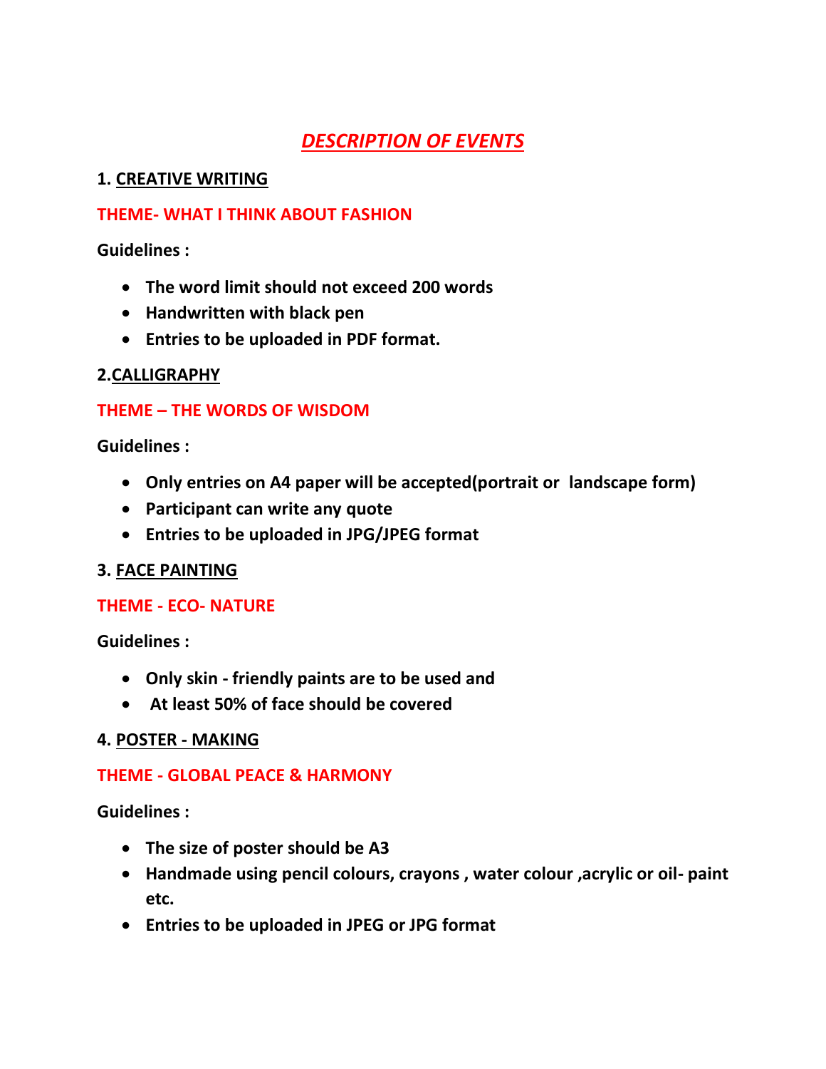# ***DESCRIPTION OF EVENTS***

**1. CREATIVE WRITING**

**THEME- WHAT I THINK ABOUT FASHION**

**Guidelines :**

- **The word limit should not exceed 200 words**
- **Handwritten with black pen**
- **Entries to be uploaded in PDF format.**

**2.CALLIGRAPHY**

**THEME – THE WORDS OF WISDOM**

**Guidelines :**

- **Only entries on A4 paper will be accepted(portrait or landscape form)**
- **Participant can write any quote**
- **Entries to be uploaded in JPG/JPEG format**

**3. FACE PAINTING**

**THEME - ECO- NATURE**

**Guidelines :**

- **Only skin - friendly paints are to be used and**
- **At least 50% of face should be covered**

**4. POSTER - MAKING**

**THEME - GLOBAL PEACE & HARMONY**

**Guidelines :**

- **The size of poster should be A3**
- **Handmade using pencil colours, crayons , water colour ,acrylic or oil- paint etc.**
- **Entries to be uploaded in JPEG or JPG format**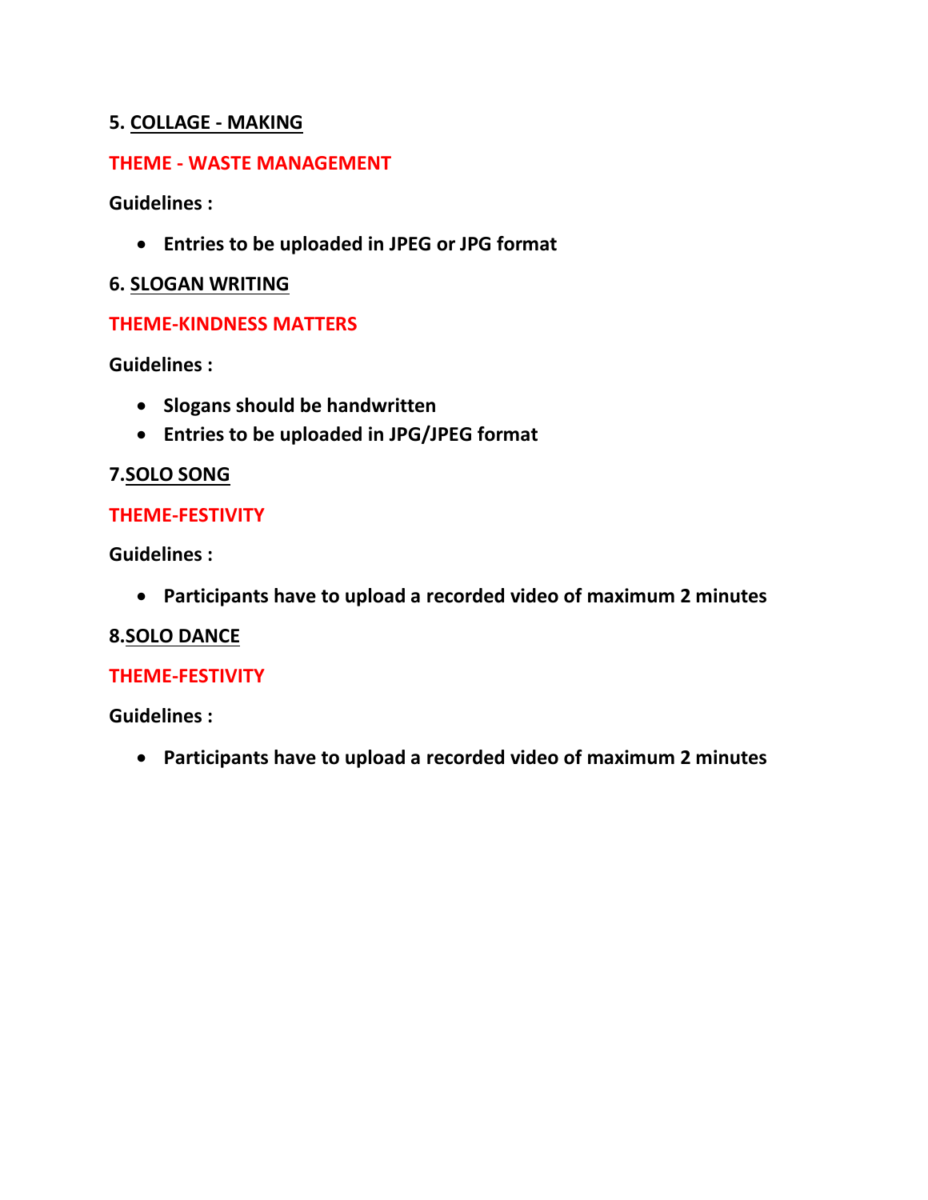**5. COLLAGE - MAKING**

**THEME - WASTE MANAGEMENT**

**Guidelines :**

- **Entries to be uploaded in JPEG or JPG format**

**6. SLOGAN WRITING**

**THEME-KINDNESS MATTERS**

**Guidelines :**

- **Slogans should be handwritten**
- **Entries to be uploaded in JPG/JPEG format**

**7. SOLO SONG**

**THEME-FESTIVITY**

**Guidelines :**

- **Participants have to upload a recorded video of maximum 2 minutes**

**8. SOLO DANCE**

**THEME-FESTIVITY**

**Guidelines :**

- **Participants have to upload a recorded video of maximum 2 minutes**